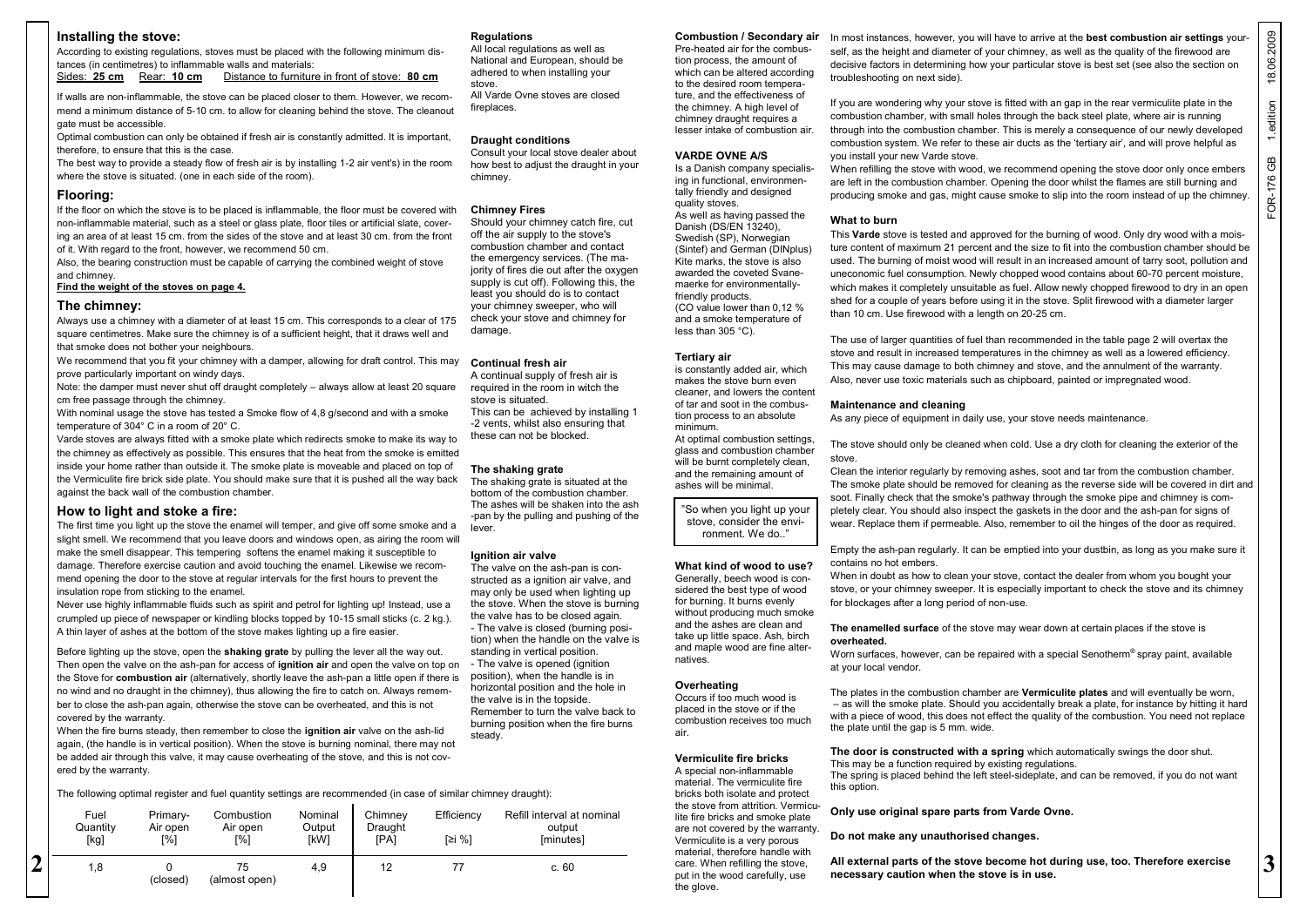## Installing the stove:

According to existing regulations, stoves must be placed with the following minimum distances (in centimetres) to inflammable walls and materials:

Sides: **25 cm** Rear: **10 cm** Distance to furniture in front of stove: **80 cm**

If walls are non-inflammable, the stove can be placed closer to them. However, we recommend a minimum distance of 5-10 cm. to allow for cleaning behind the stove. The cleanout gate must be accessible.

Optimal combustion can only be obtained if fresh air is constantly admitted. It is important, therefore, to ensure that this is the case.

The best way to provide a steady flow of fresh air is by installing 1-2 air vent's) in the room where the stove is situated. (one in each side of the room).

## Flooring:

If the floor on which the stove is to be placed is inflammable, the floor must be covered with non-inflammable material, such as a steel or glass plate, floor tiles or artificial slate, covering an area of at least 15 cm. from the sides of the stove and at least 30 cm. from the front of it. With regard to the front, however, we recommend 50 cm.

Also, the bearing construction must be capable of carrying the combined weight of stove and chimney.

**Find the weight of the stoves on page 4.**

## The chimney:

Always use a chimney with a diameter of at least 15 cm. This corresponds to a clear of 175 square centimetres. Make sure the chimney is of a sufficient height, that it draws well and that smoke does not bother your neighbours.

We recommend that you fit your chimney with a damper, allowing for draft control. This may prove particularly important on windy days.

Note: the damper must never shut off draught completely – always allow at least 20 square cm free passage through the chimney.

With nominal usage the stove has tested a Smoke flow of 4,8 g/second and with a smoke temperature of 304° C in a room of 20° C.

Varde stoves are always fitted with a smoke plate which redirects smoke to make its way to the chimney as effectively as possible. This ensures that the heat from the smoke is emitted inside your home rather than outside it. The smoke plate is moveable and placed on top of the Vermiculite fire brick side plate. You should make sure that it is pushed all the way back against the back wall of the combustion chamber.

## How to light and stoke a fire:

The first time you light up the stove the enamel will temper, and give off some smoke and a slight smell. We recommend that you leave doors and windows open, as airing the room will make the smell disappear. This tempering softens the enamel making it susceptible to damage. Therefore exercise caution and avoid touching the enamel. Likewise we recommend opening the door to the stove at regular intervals for the first hours to prevent the insulation rope from sticking to the enamel.

Never use highly inflammable fluids such as spirit and petrol for lighting up! Instead, use a crumpled up piece of newspaper or kindling blocks topped by 10-15 small sticks (c. 2 kg.). A thin layer of ashes at the bottom of the stove makes lighting up a fire easier.

Before lighting up the stove, open the **shaking grate** by pulling the lever all the way out. Then open the valve on the ash-pan for access of **ignition air** and open the valve on top on the Stove for **combustion air** (alternatively, shortly leave the ash-pan a little open if there is no wind and no draught in the chimney), thus allowing the fire to catch on. Always remember to close the ash-pan again, otherwise the stove can be overheated, and this is not covered by the warranty.

When the fire burns steady, then remember to close the **ignition air** valve on the ash-lid again, (the handle is in vertical position). When the stove is burning nominal, there may not be added air through this valve, it may cause overheating of the stove, and this is not covered by the warranty.

The following optimal register and fuel quantity settings are recommended (in case of similar chimney draught):

| Fuel Quantity [kg] | Primary-Air open [%] | Combustion Air open [%] | Nominal Output [kW] | Chimney Draught [PA] | Efficiency [≥i %] | Refill interval at nominal output [minutes] |
|---|---|---|---|---|---|---|
| 1,8 | 0 (closed) | 75 (almost open) | 4,9 | 12 | 77 | c. 60 |

### Regulations

All local regulations as well as National and European, should be adhered to when installing your stove.

All Varde Ovne stoves are closed fireplaces.

### Draught conditions

Consult your local stove dealer about how best to adjust the draught in your chimney.

### Chimney Fires

Should your chimney catch fire, cut off the air supply to the stove's combustion chamber and contact the emergency services. (The majority of fires die out after the oxygen supply is cut off). Following this, the least you should do is to contact your chimney sweeper, who will check your stove and chimney for damage.

### Continual fresh air

A continual supply of fresh air is required in the room in witch the stove is situated.

This can be achieved by installing 1 -2 vents, whilst also ensuring that these can not be blocked.

### The shaking grate

The shaking grate is situated at the bottom of the combustion chamber. The ashes will be shaken into the ash -pan by the pulling and pushing of the lever.

### Ignition air valve

The valve on the ash-pan is constructed as a ignition air valve, and may only be used when lighting up the stove. When the stove is burning the valve has to be closed again.

- The valve is closed (burning position) when the handle on the valve is standing in vertical position.
- The valve is opened (ignition position), when the handle is in horizontal position and the hole in the valve is in the topside.

Remember to turn the valve back to burning position when the fire burns steady.

### Combustion / Secondary air

Pre-heated air for the combustion process, the amount of which can be altered according to the desired room temperature, and the effectiveness of the chimney. A high level of chimney draught requires a lesser intake of combustion air.

### VARDE OVNE A/S

Is a Danish company specialising in functional, environmentally friendly and designed quality stoves.

As well as having passed the Danish (DS/EN 13240), Swedish (SP), Norwegian (Sintef) and German (DINplus) Kite marks, the stove is also awarded the coveted Svanemaerke for environmentally-friendly products.

(CO value lower than 0,12 % and a smoke temperature of less than 305 °C).

### Tertiary air

is constantly added air, which makes the stove burn even cleaner, and lowers the content of tar and soot in the combustion process to an absolute minimum.

At optimal combustion settings, glass and combustion chamber will be burnt completely clean, and the remaining amount of ashes will be minimal.

"So when you light up your stove, consider the environment. We do.."

### What kind of wood to use?

Generally, beech wood is considered the best type of wood for burning. It burns evenly without producing much smoke and the ashes are clean and take up little space. Ash, birch and maple wood are fine alternatives.

### Overheating

Occurs if too much wood is placed in the stove or if the combustion receives too much air.

### Vermiculite fire bricks

A special non-inflammable material. The vermiculite fire bricks both isolate and protect the stove from attrition. Vermiculite fire bricks and smoke plate are not covered by the warranty. Vermiculite is a very porous material, therefore handle with care. When refilling the stove, put in the wood carefully, use the glove.

In most instances, however, you will have to arrive at the **best combustion air settings** yourself, as the height and diameter of your chimney, as well as the quality of the firewood are decisive factors in determining how your particular stove is best set (see also the section on troubleshooting on next side).

If you are wondering why your stove is fitted with an gap in the rear vermiculite plate in the combustion chamber, with small holes through the back steel plate, where air is running through into the combustion chamber. This is merely a consequence of our newly developed combustion system. We refer to these air ducts as the 'tertiary air', and will prove helpful as you install your new Varde stove.

When refilling the stove with wood, we recommend opening the stove door only once embers are left in the combustion chamber. Opening the door whilst the flames are still burning and producing smoke and gas, might cause smoke to slip into the room instead of up the chimney.

### What to burn

This **Varde** stove is tested and approved for the burning of wood. Only dry wood with a moisture content of maximum 21 percent and the size to fit into the combustion chamber should be used. The burning of moist wood will result in an increased amount of tarry soot, pollution and uneconomic fuel consumption. Newly chopped wood contains about 60-70 percent moisture, which makes it completely unsuitable as fuel. Allow newly chopped firewood to dry in an open shed for a couple of years before using it in the stove. Split firewood with a diameter larger than 10 cm. Use firewood with a length on 20-25 cm.

The use of larger quantities of fuel than recommended in the table page 2 will overtax the stove and result in increased temperatures in the chimney as well as a lowered efficiency. This may cause damage to both chimney and stove, and the annulment of the warranty. Also, never use toxic materials such as chipboard, painted or impregnated wood.

### Maintenance and cleaning

As any piece of equipment in daily use, your stove needs maintenance.

The stove should only be cleaned when cold. Use a dry cloth for cleaning the exterior of the stove.

Clean the interior regularly by removing ashes, soot and tar from the combustion chamber. The smoke plate should be removed for cleaning as the reverse side will be covered in dirt and soot. Finally check that the smoke's pathway through the smoke pipe and chimney is completely clear. You should also inspect the gaskets in the door and the ash-pan for signs of wear. Replace them if permeable. Also, remember to oil the hinges of the door as required.

Empty the ash-pan regularly. It can be emptied into your dustbin, as long as you make sure it contains no hot embers.

When in doubt as how to clean your stove, contact the dealer from whom you bought your stove, or your chimney sweeper. It is especially important to check the stove and its chimney for blockages after a long period of non-use.

**The enamelled surface** of the stove may wear down at certain places if the stove is **overheated.**

Worn surfaces, however, can be repaired with a special Senotherm® spray paint, available at your local vendor.

The plates in the combustion chamber are **Vermiculite plates** and will eventually be worn, – as will the smoke plate. Should you accidentally break a plate, for instance by hitting it hard with a piece of wood, this does not effect the quality of the combustion. You need not replace the plate until the gap is 5 mm. wide.

**The door is constructed with a spring** which automatically swings the door shut. This may be a function required by existing regulations.

The spring is placed behind the left steel-sideplate, and can be removed, if you do not want this option.

**Only use original spare parts from Varde Ovne.**

**Do not make any unauthorised changes.**

**All external parts of the stove become hot during use, too. Therefore exercise necessary caution when the stove is in use.**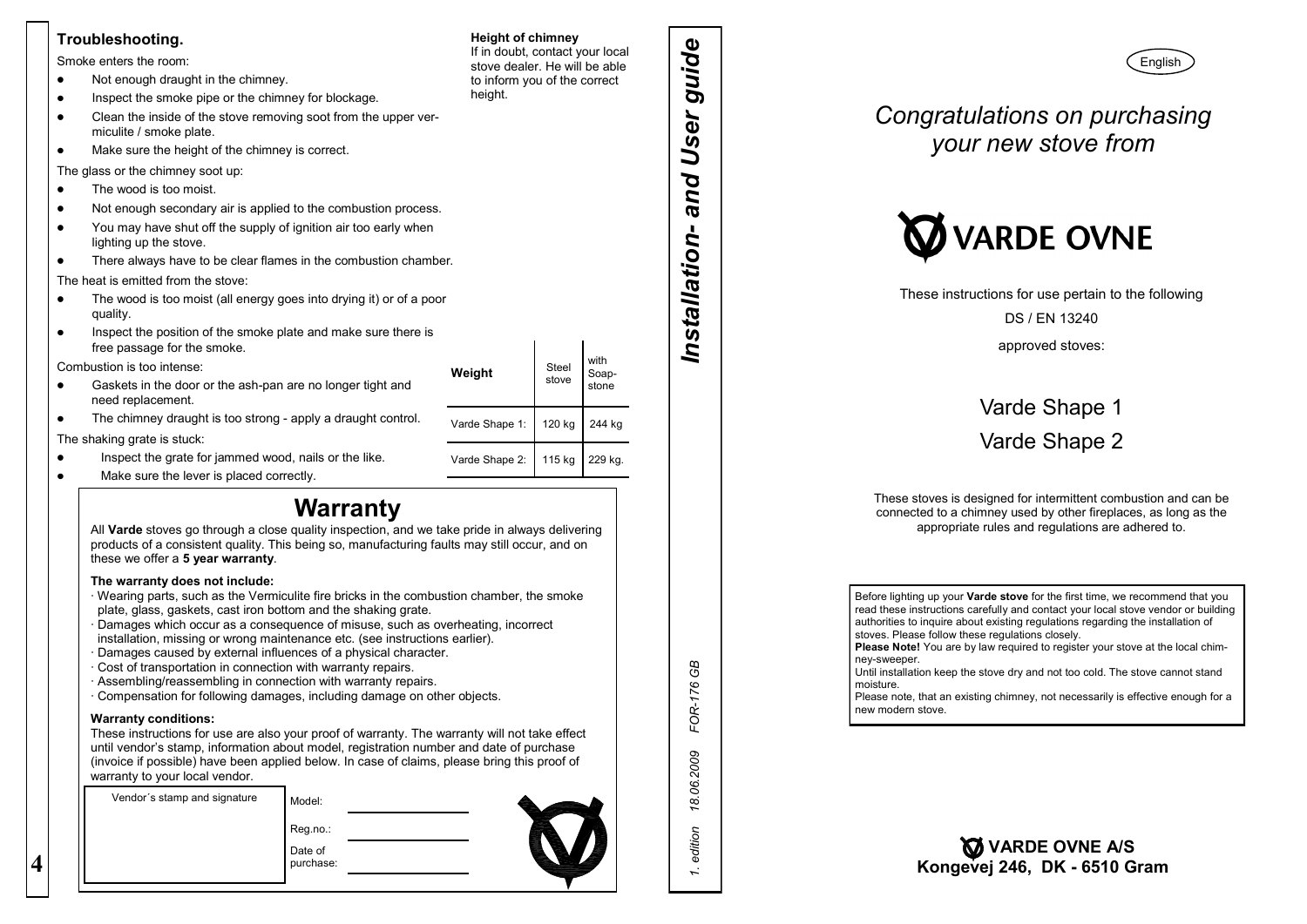## Troubleshooting.

Smoke enters the room:

- Not enough draught in the chimney.
- Inspect the smoke pipe or the chimney for blockage.
- Clean the inside of the stove removing soot from the upper vermiculite / smoke plate.
- Make sure the height of the chimney is correct.

The glass or the chimney soot up:

- The wood is too moist.
- Not enough secondary air is applied to the combustion process.
- You may have shut off the supply of ignition air too early when lighting up the stove.
- There always have to be clear flames in the combustion chamber.

The heat is emitted from the stove:

- The wood is too moist (all energy goes into drying it) or of a poor quality.
- Inspect the position of the smoke plate and make sure there is free passage for the smoke.

Combustion is too intense:

- Gaskets in the door or the ash-pan are no longer tight and need replacement.
- The chimney draught is too strong - apply a draught control.

The shaking grate is stuck:

- Inspect the grate for jammed wood, nails or the like.
- Make sure the lever is placed correctly.

**Height of chimney**
If in doubt, contact your local stove dealer. He will be able to inform you of the correct height.

| Weight | Steel stove | with Soapstone |
|---|---|---|
| Varde Shape 1: | 120 kg | 244 kg |
| Varde Shape 2: | 115 kg | 229 kg. |

## Warranty

All **Varde** stoves go through a close quality inspection, and we take pride in always delivering products of a consistent quality. This being so, manufacturing faults may still occur, and on these we offer a **5 year warranty**.

**The warranty does not include:**

· Wearing parts, such as the Vermiculite fire bricks in the combustion chamber, the smoke plate, glass, gaskets, cast iron bottom and the shaking grate.
· Damages which occur as a consequence of misuse, such as overheating, incorrect installation, missing or wrong maintenance etc. (see instructions earlier).
· Damages caused by external influences of a physical character.
· Cost of transportation in connection with warranty repairs.
· Assembling/reassembling in connection with warranty repairs.
· Compensation for following damages, including damage on other objects.

**Warranty conditions:**

These instructions for use are also your proof of warranty. The warranty will not take effect until vendor's stamp, information about model, registration number and date of purchase (invoice if possible) have been applied below. In case of claims, please bring this proof of warranty to your local vendor.

Vendor´s stamp and signature

Model: ____________

Reg.no.: ____________

Date of purchase: ____________

*Installation- and User guide*

*1. edition 18.06.2009 FOR-176 GB*

English

# *Congratulations on purchasing your new stove from*

# VARDE OVNE

These instructions for use pertain to the following

DS / EN 13240

approved stoves:

## Varde Shape 1
## Varde Shape 2

These stoves is designed for intermittent combustion and can be connected to a chimney used by other fireplaces, as long as the appropriate rules and regulations are adhered to.

Before lighting up your **Varde stove** for the first time, we recommend that you read these instructions carefully and contact your local stove vendor or building authorities to inquire about existing regulations regarding the installation of stoves. Please follow these regulations closely.
**Please Note!** You are by law required to register your stove at the local chimney-sweeper.
Until installation keep the stove dry and not too cold. The stove cannot stand moisture.
Please note, that an existing chimney, not necessarily is effective enough for a new modern stove.

**VARDE OVNE A/S**
**Kongevej 246, DK - 6510 Gram**